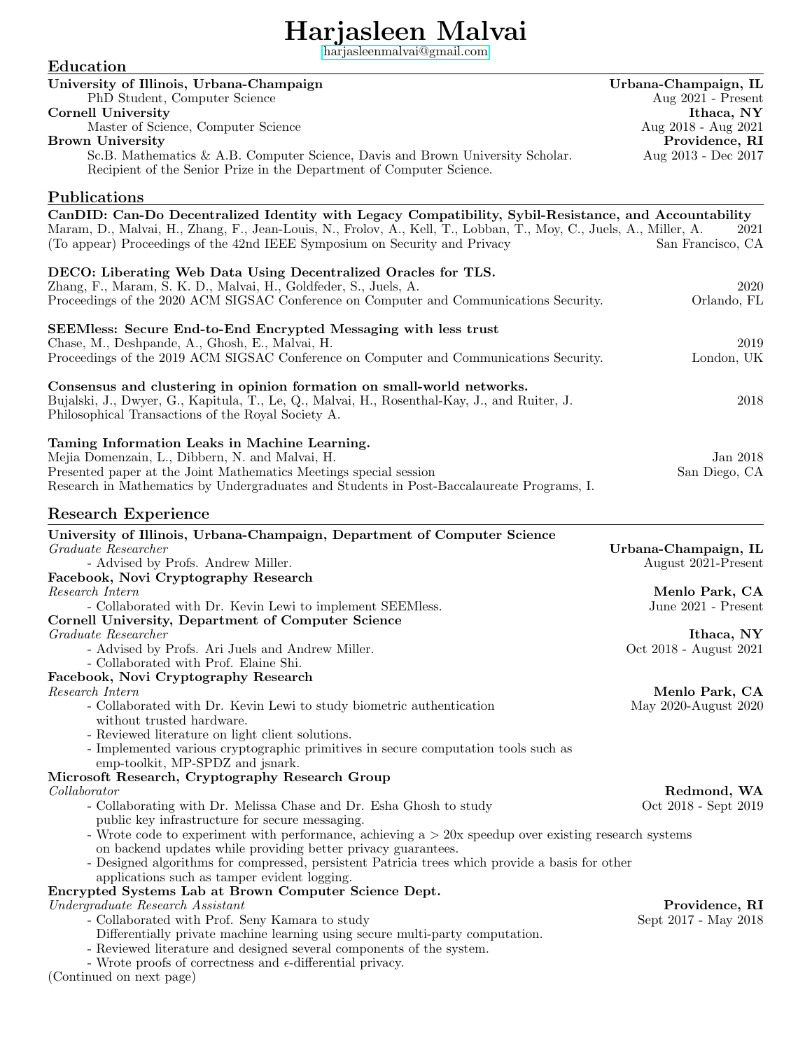# Harjasleen Malvai

harjasleenmalvai@gmail.com

## Education

**University of Illinois, Urbana-Champaign** — **Urbana-Champaign, IL**
PhD Student, Computer Science — Aug 2021 - Present

**Cornell University** — **Ithaca, NY**
Master of Science, Computer Science — Aug 2018 - Aug 2021

**Brown University** — **Providence, RI**
Sc.B. Mathematics & A.B. Computer Science, Davis and Brown University Scholar. Recipient of the Senior Prize in the Department of Computer Science. — Aug 2013 - Dec 2017

## Publications

**CanDID: Can-Do Decentralized Identity with Legacy Compatibility, Sybil-Resistance, and Accountability**
Maram, D., Malvai, H., Zhang, F., Jean-Louis, N., Frolov, A., Kell, T., Lobban, T., Moy, C., Juels, A., Miller, A. — 2021
(To appear) Proceedings of the 42nd IEEE Symposium on Security and Privacy — San Francisco, CA

**DECO: Liberating Web Data Using Decentralized Oracles for TLS.**
Zhang, F., Maram, S. K. D., Malvai, H., Goldfeder, S., Juels, A. — 2020
Proceedings of the 2020 ACM SIGSAC Conference on Computer and Communications Security. — Orlando, FL

**SEEMless: Secure End-to-End Encrypted Messaging with less trust**
Chase, M., Deshpande, A., Ghosh, E., Malvai, H. — 2019
Proceedings of the 2019 ACM SIGSAC Conference on Computer and Communications Security. — London, UK

**Consensus and clustering in opinion formation on small-world networks.**
Bujalski, J., Dwyer, G., Kapitula, T., Le, Q., Malvai, H., Rosenthal-Kay, J., and Ruiter, J. — 2018
Philosophical Transactions of the Royal Society A.

**Taming Information Leaks in Machine Learning.**
Mejia Domenzain, L., Dibbern, N. and Malvai, H. — Jan 2018
Presented paper at the Joint Mathematics Meetings special session — San Diego, CA
Research in Mathematics by Undergraduates and Students in Post-Baccalaureate Programs, I.

## Research Experience

**University of Illinois, Urbana-Champaign, Department of Computer Science**
*Graduate Researcher* — **Urbana-Champaign, IL**
- Advised by Profs. Andrew Miller. — August 2021-Present

**Facebook, Novi Cryptography Research**
*Research Intern* — **Menlo Park, CA**
- Collaborated with Dr. Kevin Lewi to implement SEEMless. — June 2021 - Present

**Cornell University, Department of Computer Science**
*Graduate Researcher* — **Ithaca, NY**
- Advised by Profs. Ari Juels and Andrew Miller. — Oct 2018 - August 2021
- Collaborated with Prof. Elaine Shi.

**Facebook, Novi Cryptography Research**
*Research Intern* — **Menlo Park, CA**
- Collaborated with Dr. Kevin Lewi to study biometric authentication without trusted hardware. — May 2020-August 2020
- Reviewed literature on light client solutions.
- Implemented various cryptographic primitives in secure computation tools such as emp-toolkit, MP-SPDZ and jsnark.

**Microsoft Research, Cryptography Research Group**
*Collaborator* — **Redmond, WA**
- Collaborating with Dr. Melissa Chase and Dr. Esha Ghosh to study public key infrastructure for secure messaging. — Oct 2018 - Sept 2019
- Wrote code to experiment with performance, achieving a $> 20$x speedup over existing research systems on backend updates while providing better privacy guarantees.
- Designed algorithms for compressed, persistent Patricia trees which provide a basis for other applications such as tamper evident logging.

**Encrypted Systems Lab at Brown Computer Science Dept.**
*Undergraduate Research Assistant* — **Providence, RI**
- Collaborated with Prof. Seny Kamara to study Differentially private machine learning using secure multi-party computation. — Sept 2017 - May 2018
- Reviewed literature and designed several components of the system.
- Wrote proofs of correctness and $\epsilon$-differential privacy.

(Continued on next page)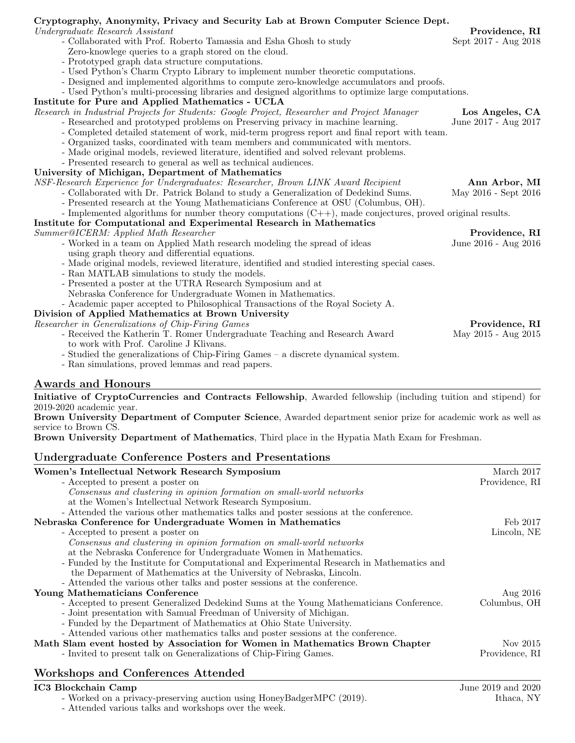**Cryptography, Anonymity, Privacy and Security Lab at Brown Computer Science Dept.**
*Undergraduate Research Assistant* — **Providence, RI**
Sept 2017 - Aug 2018

- Collaborated with Prof. Roberto Tamassia and Esha Ghosh to study Zero-knowlege queries to a graph stored on the cloud.
- Prototyped graph data structure computations.
- Used Python's Charm Crypto Library to implement number theoretic computations.
- Designed and implemented algorithms to compute zero-knowledge accumulators and proofs.
- Used Python's multi-processing libraries and designed algorithms to optimize large computations.

**Institute for Pure and Applied Mathematics - UCLA**
*Research in Industrial Projects for Students: Google Project, Researcher and Project Manager* — **Los Angeles, CA**
June 2017 - Aug 2017

- Researched and prototyped problems on Preserving privacy in machine learning.
- Completed detailed statement of work, mid-term progress report and final report with team.
- Organized tasks, coordinated with team members and communicated with mentors.
- Made original models, reviewed literature, identified and solved relevant problems.
- Presented research to general as well as technical audiences.

**University of Michigan, Department of Mathematics**
*NSF-Research Experience for Undergraduates: Researcher, Brown LINK Award Recipient* — **Ann Arbor, MI**
May 2016 - Sept 2016

- Collaborated with Dr. Patrick Boland to study a Generalization of Dedekind Sums.
- Presented research at the Young Mathematicians Conference at OSU (Columbus, OH).
- Implemented algorithms for number theory computations (C++), made conjectures, proved original results.

**Institute for Computational and Experimental Research in Mathematics**
*Summer@ICERM: Applied Math Researcher* — **Providence, RI**
June 2016 - Aug 2016

- Worked in a team on Applied Math research modeling the spread of ideas using graph theory and differential equations.
- Made original models, reviewed literature, identified and studied interesting special cases.
- Ran MATLAB simulations to study the models.
- Presented a poster at the UTRA Research Symposium and at Nebraska Conference for Undergraduate Women in Mathematics.
- Academic paper accepted to Philosophical Transactions of the Royal Society A.

**Division of Applied Mathematics at Brown University**
*Researcher in Generalizations of Chip-Firing Games* — **Providence, RI**
May 2015 - Aug 2015

- Received the Katherin T. Romer Undergraduate Teaching and Research Award to work with Prof. Caroline J Klivans.
- Studied the generalizations of Chip-Firing Games – a discrete dynamical system.
- Ran simulations, proved lemmas and read papers.

## Awards and Honours

**Initiative of CryptoCurrencies and Contracts Fellowship**, Awarded fellowship (including tuition and stipend) for 2019-2020 academic year.

**Brown University Department of Computer Science**, Awarded department senior prize for academic work as well as service to Brown CS.

**Brown University Department of Mathematics**, Third place in the Hypatia Math Exam for Freshman.

## Undergraduate Conference Posters and Presentations

**Women's Intellectual Network Research Symposium** — March 2017, Providence, RI

- Accepted to present a poster on *Consensus and clustering in opinion formation on small-world networks* at the Women's Intellectual Network Research Symposium.
- Attended the various other mathematics talks and poster sessions at the conference.

**Nebraska Conference for Undergraduate Women in Mathematics** — Feb 2017, Lincoln, NE

- Accepted to present a poster on *Consensus and clustering in opinion formation on small-world networks* at the Nebraska Conference for Undergraduate Women in Mathematics.
- Funded by the Institute for Computational and Experimental Research in Mathematics and the Deparment of Mathematics at the University of Nebraska, Lincoln.
- Attended the various other talks and poster sessions at the conference.

**Young Mathematicians Conference** — Aug 2016, Columbus, OH

- Accepted to present Generalized Dedekind Sums at the Young Mathematicians Conference.
- Joint presentation with Samual Freedman of University of Michigan.
- Funded by the Department of Mathematics at Ohio State University.
- Attended various other mathematics talks and poster sessions at the conference.

**Math Slam event hosted by Association for Women in Mathematics Brown Chapter** — Nov 2015, Providence, RI

- Invited to present talk on Generalizations of Chip-Firing Games.

## Workshops and Conferences Attended

**IC3 Blockchain Camp** — June 2019 and 2020, Ithaca, NY

- Worked on a privacy-preserving auction using HoneyBadgerMPC (2019).
- Attended various talks and workshops over the week.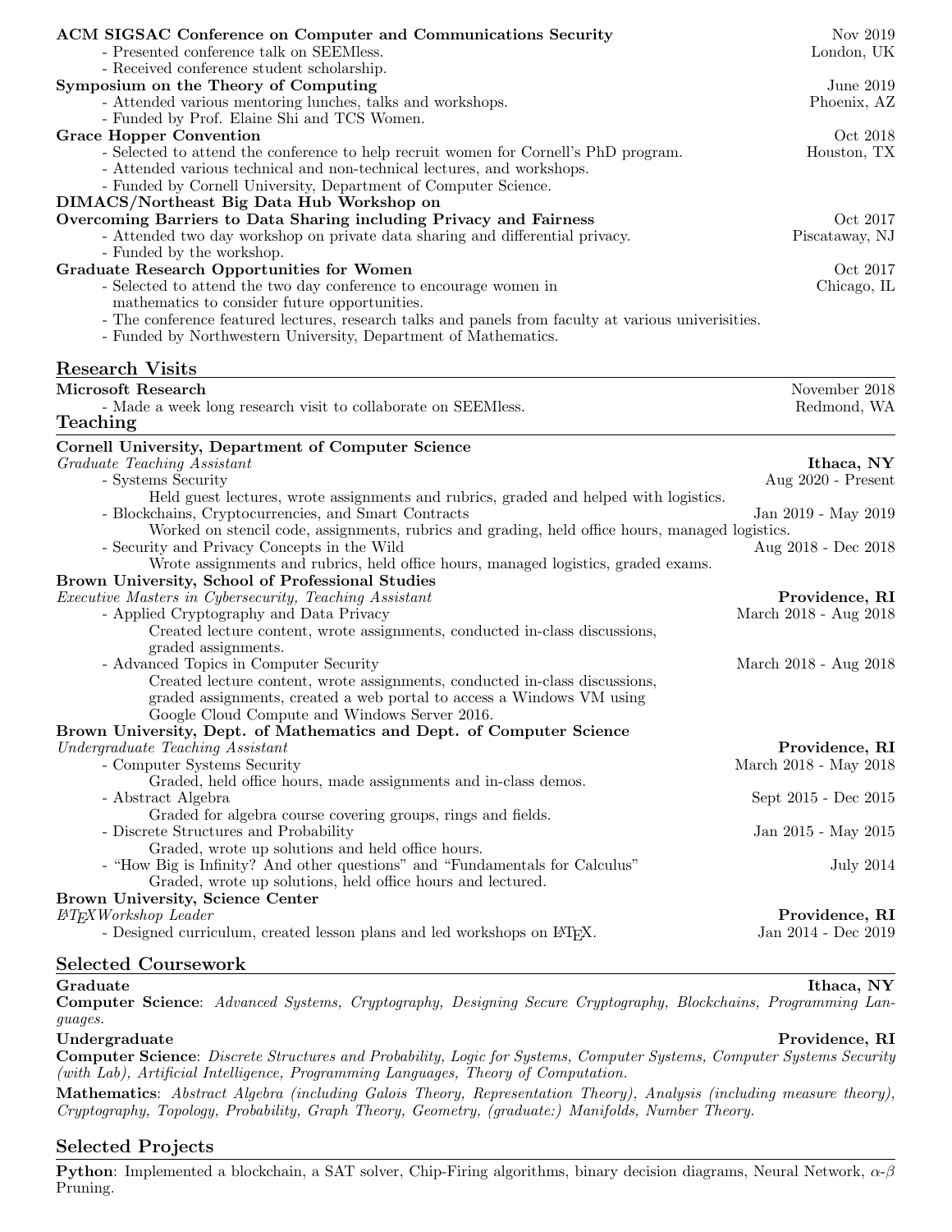**ACM SIGSAC Conference on Computer and Communications Security** Nov 2019 — London, UK
- Presented conference talk on SEEMless.
- Received conference student scholarship.

**Symposium on the Theory of Computing** June 2019 — Phoenix, AZ
- Attended various mentoring lunches, talks and workshops.
- Funded by Prof. Elaine Shi and TCS Women.

**Grace Hopper Convention** Oct 2018 — Houston, TX
- Selected to attend the conference to help recruit women for Cornell's PhD program.
- Attended various technical and non-technical lectures, and workshops.
- Funded by Cornell University, Department of Computer Science.

**DIMACS/Northeast Big Data Hub Workshop on Overcoming Barriers to Data Sharing including Privacy and Fairness** Oct 2017 — Piscataway, NJ
- Attended two day workshop on private data sharing and differential privacy.
- Funded by the workshop.

**Graduate Research Opportunities for Women** Oct 2017 — Chicago, IL
- Selected to attend the two day conference to encourage women in mathematics to consider future opportunities.
- The conference featured lectures, research talks and panels from faculty at various univerisities.
- Funded by Northwestern University, Department of Mathematics.

## Research Visits

**Microsoft Research** November 2018 — Redmond, WA
- Made a week long research visit to collaborate on SEEMless.

## Teaching

**Cornell University, Department of Computer Science** — **Ithaca, NY**
*Graduate Teaching Assistant*
- Systems Security — Aug 2020 - Present
  Held guest lectures, wrote assignments and rubrics, graded and helped with logistics.
- Blockchains, Cryptocurrencies, and Smart Contracts — Jan 2019 - May 2019
  Worked on stencil code, assignments, rubrics and grading, held office hours, managed logistics.
- Security and Privacy Concepts in the Wild — Aug 2018 - Dec 2018
  Wrote assignments and rubrics, held office hours, managed logistics, graded exams.

**Brown University, School of Professional Studies** — **Providence, RI**
*Executive Masters in Cybersecurity, Teaching Assistant*
- Applied Cryptography and Data Privacy — March 2018 - Aug 2018
  Created lecture content, wrote assignments, conducted in-class discussions, graded assignments.
- Advanced Topics in Computer Security — March 2018 - Aug 2018
  Created lecture content, wrote assignments, conducted in-class discussions, graded assignments, created a web portal to access a Windows VM using Google Cloud Compute and Windows Server 2016.

**Brown University, Dept. of Mathematics and Dept. of Computer Science** — **Providence, RI**
*Undergraduate Teaching Assistant*
- Computer Systems Security — March 2018 - May 2018
  Graded, held office hours, made assignments and in-class demos.
- Abstract Algebra — Sept 2015 - Dec 2015
  Graded for algebra course covering groups, rings and fields.
- Discrete Structures and Probability — Jan 2015 - May 2015
  Graded, wrote up solutions and held office hours.
- "How Big is Infinity? And other questions" and "Fundamentals for Calculus" — July 2014
  Graded, wrote up solutions, held office hours and lectured.

**Brown University, Science Center** — **Providence, RI**
*LaTeX Workshop Leader*
- Designed curriculum, created lesson plans and led workshops on LaTeX. — Jan 2014 - Dec 2019

## Selected Coursework

**Graduate** — **Ithaca, NY**
**Computer Science**: *Advanced Systems, Cryptography, Designing Secure Cryptography, Blockchains, Programming Languages.*

**Undergraduate** — **Providence, RI**
**Computer Science**: *Discrete Structures and Probability, Logic for Systems, Computer Systems, Computer Systems Security (with Lab), Artificial Intelligence, Programming Languages, Theory of Computation.*

**Mathematics**: *Abstract Algebra (including Galois Theory, Representation Theory), Analysis (including measure theory), Cryptography, Topology, Probability, Graph Theory, Geometry, (graduate:) Manifolds, Number Theory.*

## Selected Projects

**Python**: Implemented a blockchain, a SAT solver, Chip-Firing algorithms, binary decision diagrams, Neural Network, $\alpha$-$\beta$ Pruning.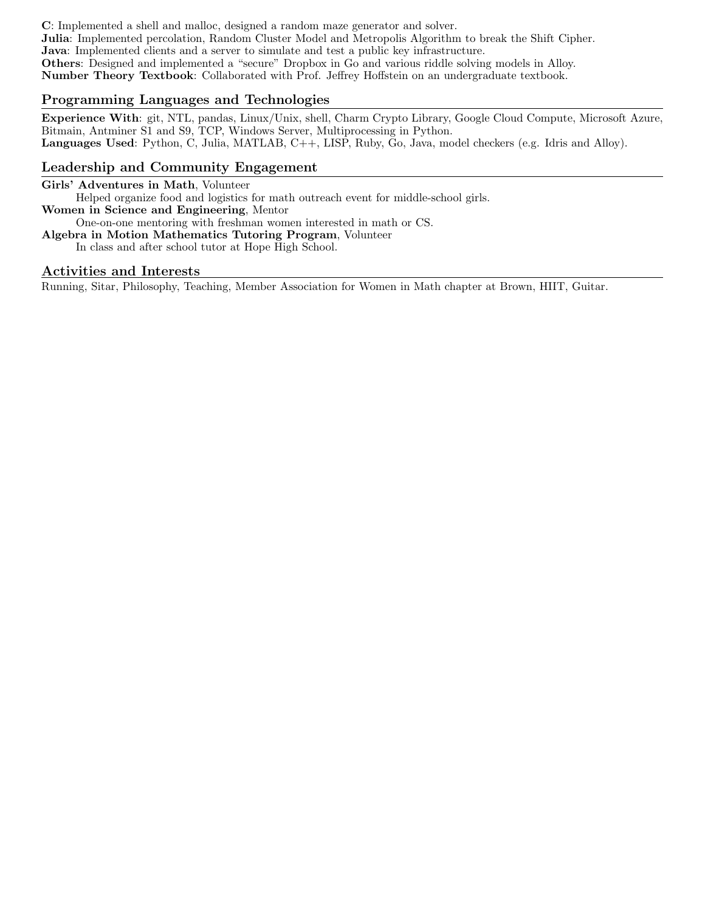**C**: Implemented a shell and malloc, designed a random maze generator and solver.
**Julia**: Implemented percolation, Random Cluster Model and Metropolis Algorithm to break the Shift Cipher.
**Java**: Implemented clients and a server to simulate and test a public key infrastructure.
**Others**: Designed and implemented a "secure" Dropbox in Go and various riddle solving models in Alloy.
**Number Theory Textbook**: Collaborated with Prof. Jeffrey Hoffstein on an undergraduate textbook.

## Programming Languages and Technologies

**Experience With**: git, NTL, pandas, Linux/Unix, shell, Charm Crypto Library, Google Cloud Compute, Microsoft Azure, Bitmain, Antminer S1 and S9, TCP, Windows Server, Multiprocessing in Python.
**Languages Used**: Python, C, Julia, MATLAB, C++, LISP, Ruby, Go, Java, model checkers (e.g. Idris and Alloy).

## Leadership and Community Engagement

**Girls' Adventures in Math**, Volunteer
Helped organize food and logistics for math outreach event for middle-school girls.

**Women in Science and Engineering**, Mentor
One-on-one mentoring with freshman women interested in math or CS.

**Algebra in Motion Mathematics Tutoring Program**, Volunteer
In class and after school tutor at Hope High School.

## Activities and Interests

Running, Sitar, Philosophy, Teaching, Member Association for Women in Math chapter at Brown, HIIT, Guitar.